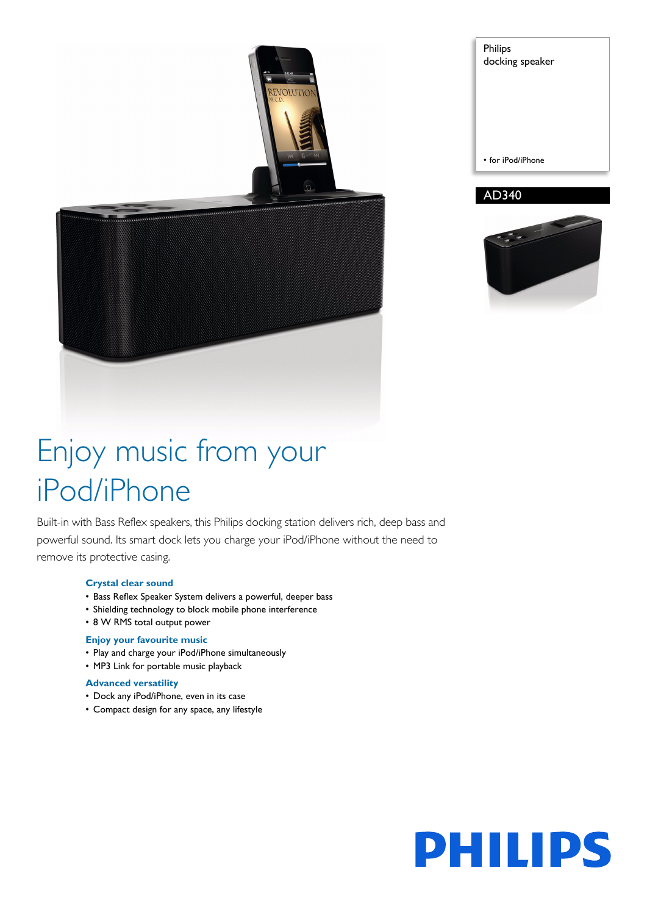Philips
docking speaker

- for iPod/iPhone

AD340

# Enjoy music from your iPod/iPhone

Built-in with Bass Reflex speakers, this Philips docking station delivers rich, deep bass and powerful sound. Its smart dock lets you charge your iPod/iPhone without the need to remove its protective casing.

### Crystal clear sound

- Bass Reflex Speaker System delivers a powerful, deeper bass
- Shielding technology to block mobile phone interference
- 8 W RMS total output power

### Enjoy your favourite music

- Play and charge your iPod/iPhone simultaneously
- MP3 Link for portable music playback

### Advanced versatility

- Dock any iPod/iPhone, even in its case
- Compact design for any space, any lifestyle

PHILIPS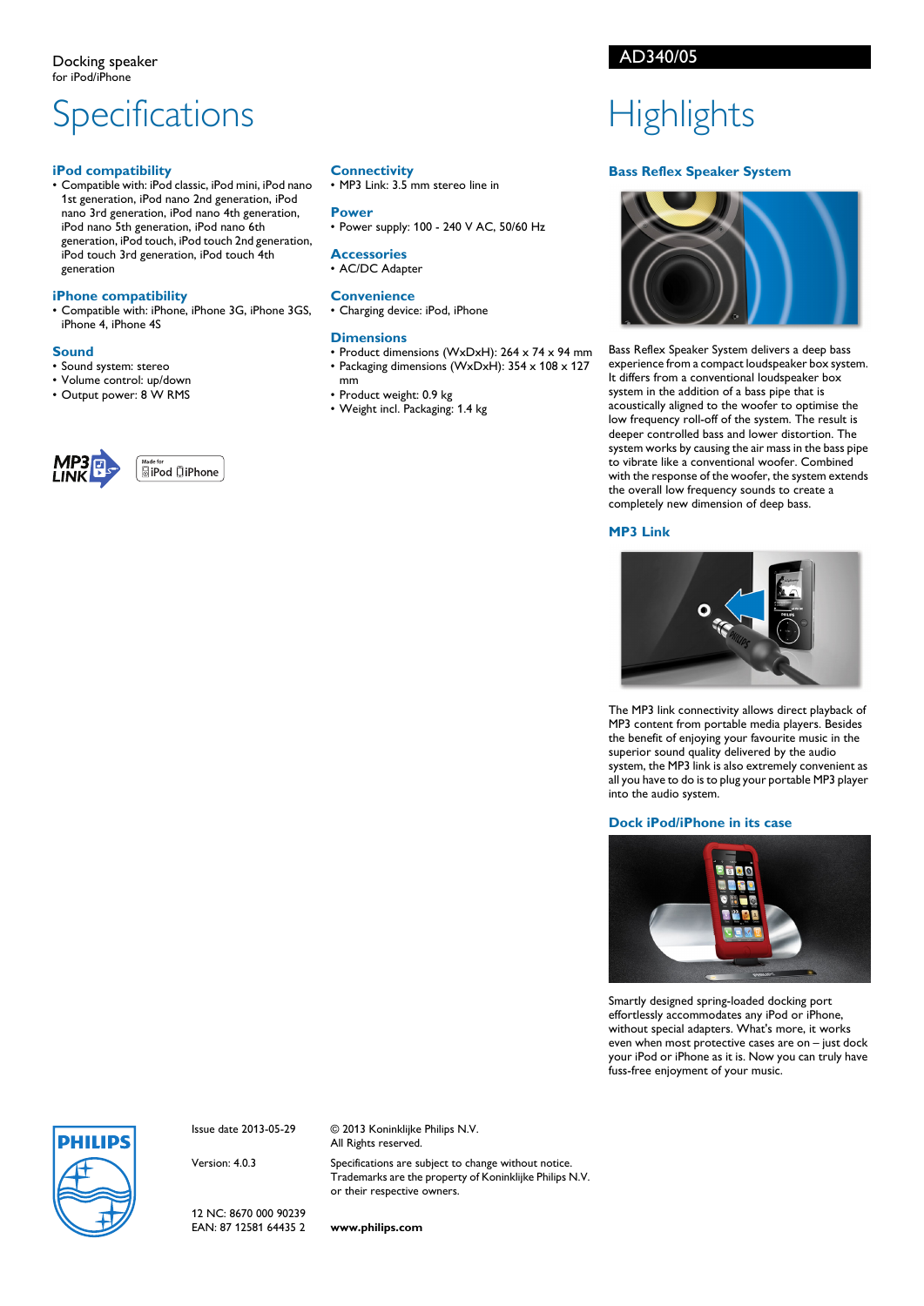Docking speaker
for iPod/iPhone

# Specifications

### iPod compatibility
- Compatible with: iPod classic, iPod mini, iPod nano 1st generation, iPod nano 2nd generation, iPod nano 3rd generation, iPod nano 4th generation, iPod nano 5th generation, iPod nano 6th generation, iPod touch, iPod touch 2nd generation, iPod touch 3rd generation, iPod touch 4th generation

### iPhone compatibility
- Compatible with: iPhone, iPhone 3G, iPhone 3GS, iPhone 4, iPhone 4S

### Sound
- Sound system: stereo
- Volume control: up/down
- Output power: 8 W RMS

### Connectivity
- MP3 Link: 3.5 mm stereo line in

### Power
- Power supply: 100 - 240 V AC, 50/60 Hz

### Accessories
- AC/DC Adapter

### Convenience
- Charging device: iPod, iPhone

### Dimensions
- Product dimensions (WxDxH): 264 x 74 x 94 mm
- Packaging dimensions (WxDxH): 354 x 108 x 127 mm
- Product weight: 0.9 kg
- Weight incl. Packaging: 1.4 kg

MP3 LINK

Made for iPod iPhone

AD340/05

# Highlights

### Bass Reflex Speaker System

Bass Reflex Speaker System delivers a deep bass experience from a compact loudspeaker box system. It differs from a conventional loudspeaker box system in the addition of a bass pipe that is acoustically aligned to the woofer to optimise the low frequency roll-off of the system. The result is deeper controlled bass and lower distortion. The system works by causing the air mass in the bass pipe to vibrate like a conventional woofer. Combined with the response of the woofer, the system extends the overall low frequency sounds to create a completely new dimension of deep bass.

### MP3 Link

The MP3 link connectivity allows direct playback of MP3 content from portable media players. Besides the benefit of enjoying your favourite music in the superior sound quality delivered by the audio system, the MP3 link is also extremely convenient as all you have to do is to plug your portable MP3 player into the audio system.

### Dock iPod/iPhone in its case

Smartly designed spring-loaded docking port effortlessly accommodates any iPod or iPhone, without special adapters. What's more, it works even when most protective cases are on – just dock your iPod or iPhone as it is. Now you can truly have fuss-free enjoyment of your music.

PHILIPS

Issue date 2013-05-29

Version: 4.0.3

12 NC: 8670 000 90239
EAN: 87 12581 64435 2

© 2013 Koninklijke Philips N.V.
All Rights reserved.

Specifications are subject to change without notice. Trademarks are the property of Koninklijke Philips N.V. or their respective owners.

**www.philips.com**